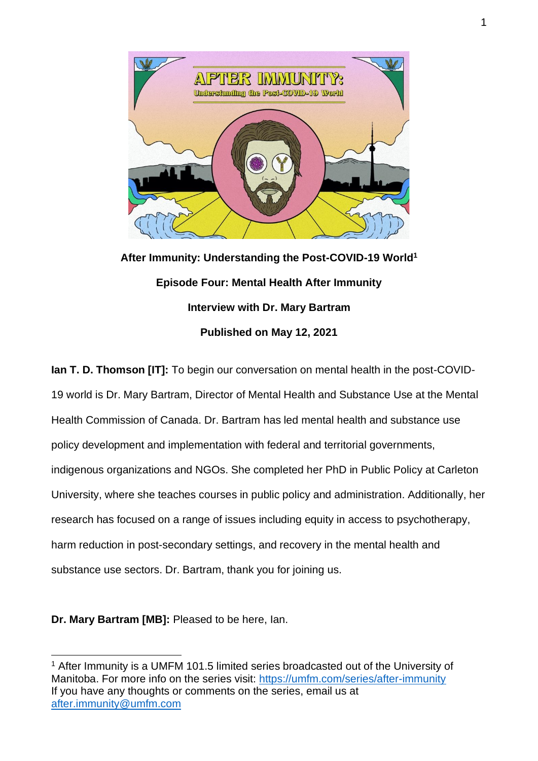**After Immunity: Understanding the Post-COVID-19 World[1]**

**Episode Four: Mental Health After Immunity**

**Interview with Dr. Mary Bartram**

**Published on May 12, 2021**

**Ian T. D. Thomson [IT]:** To begin our conversation on mental health in the post-COVID-19 world is Dr. Mary Bartram, Director of Mental Health and Substance Use at the Mental Health Commission of Canada. Dr. Bartram has led mental health and substance use policy development and implementation with federal and territorial governments, indigenous organizations and NGOs. She completed her PhD in Public Policy at Carleton University, where she teaches courses in public policy and administration. Additionally, her research has focused on a range of issues including equity in access to psychotherapy, harm reduction in post-secondary settings, and recovery in the mental health and substance use sectors. Dr. Bartram, thank you for joining us.

**Dr. Mary Bartram [MB]:** Pleased to be here, Ian.

[1] After Immunity is a UMFM 101.5 limited series broadcasted out of the University of Manitoba. For more info on the series visit: https://umfm.com/series/after-immunity
If you have any thoughts or comments on the series, email us at after.immunity@umfm.com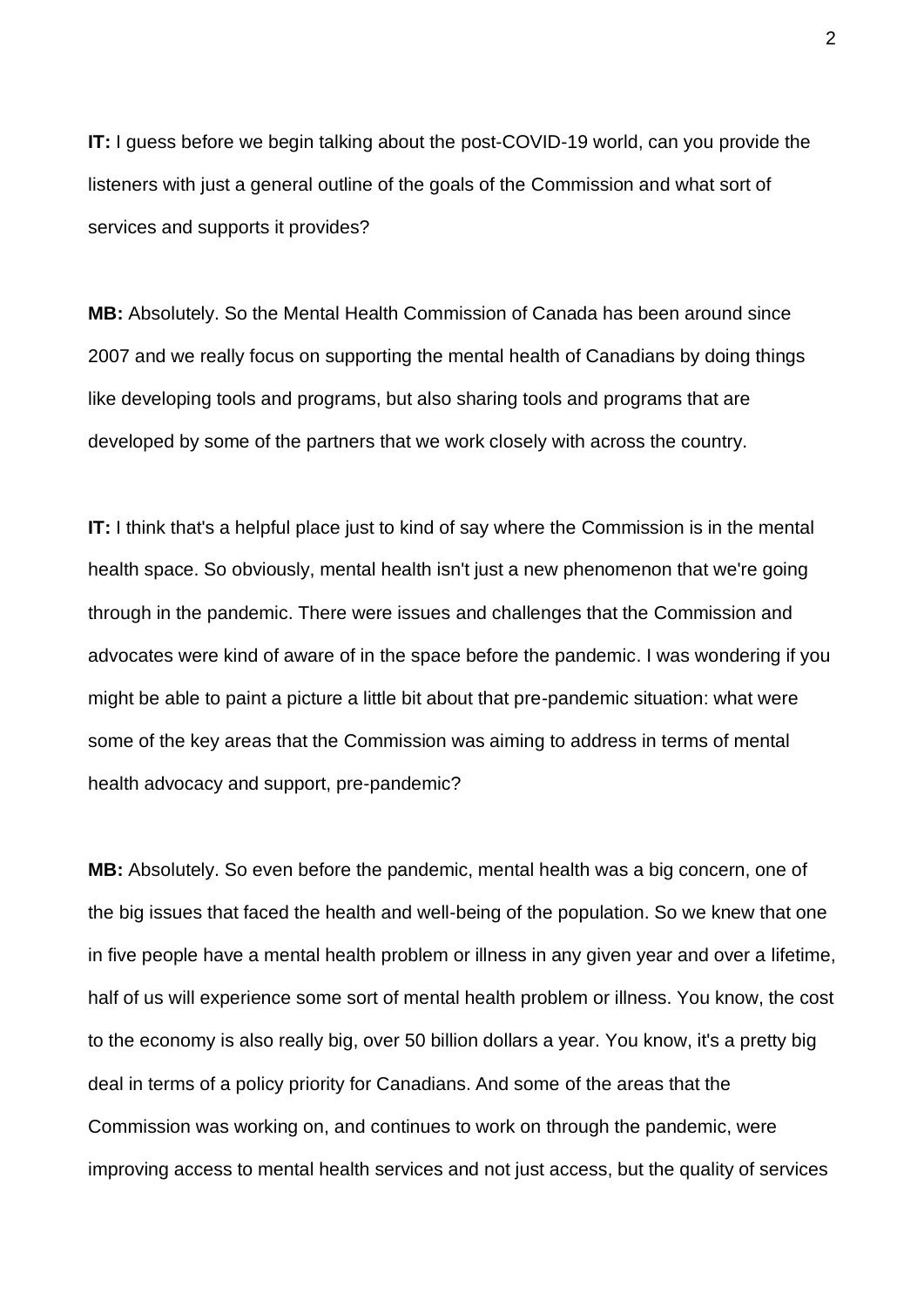**IT:** I guess before we begin talking about the post-COVID-19 world, can you provide the listeners with just a general outline of the goals of the Commission and what sort of services and supports it provides?

**MB:** Absolutely. So the Mental Health Commission of Canada has been around since 2007 and we really focus on supporting the mental health of Canadians by doing things like developing tools and programs, but also sharing tools and programs that are developed by some of the partners that we work closely with across the country.

**IT:** I think that's a helpful place just to kind of say where the Commission is in the mental health space. So obviously, mental health isn't just a new phenomenon that we're going through in the pandemic. There were issues and challenges that the Commission and advocates were kind of aware of in the space before the pandemic. I was wondering if you might be able to paint a picture a little bit about that pre-pandemic situation: what were some of the key areas that the Commission was aiming to address in terms of mental health advocacy and support, pre-pandemic?

**MB:** Absolutely. So even before the pandemic, mental health was a big concern, one of the big issues that faced the health and well-being of the population. So we knew that one in five people have a mental health problem or illness in any given year and over a lifetime, half of us will experience some sort of mental health problem or illness. You know, the cost to the economy is also really big, over 50 billion dollars a year. You know, it's a pretty big deal in terms of a policy priority for Canadians. And some of the areas that the Commission was working on, and continues to work on through the pandemic, were improving access to mental health services and not just access, but the quality of services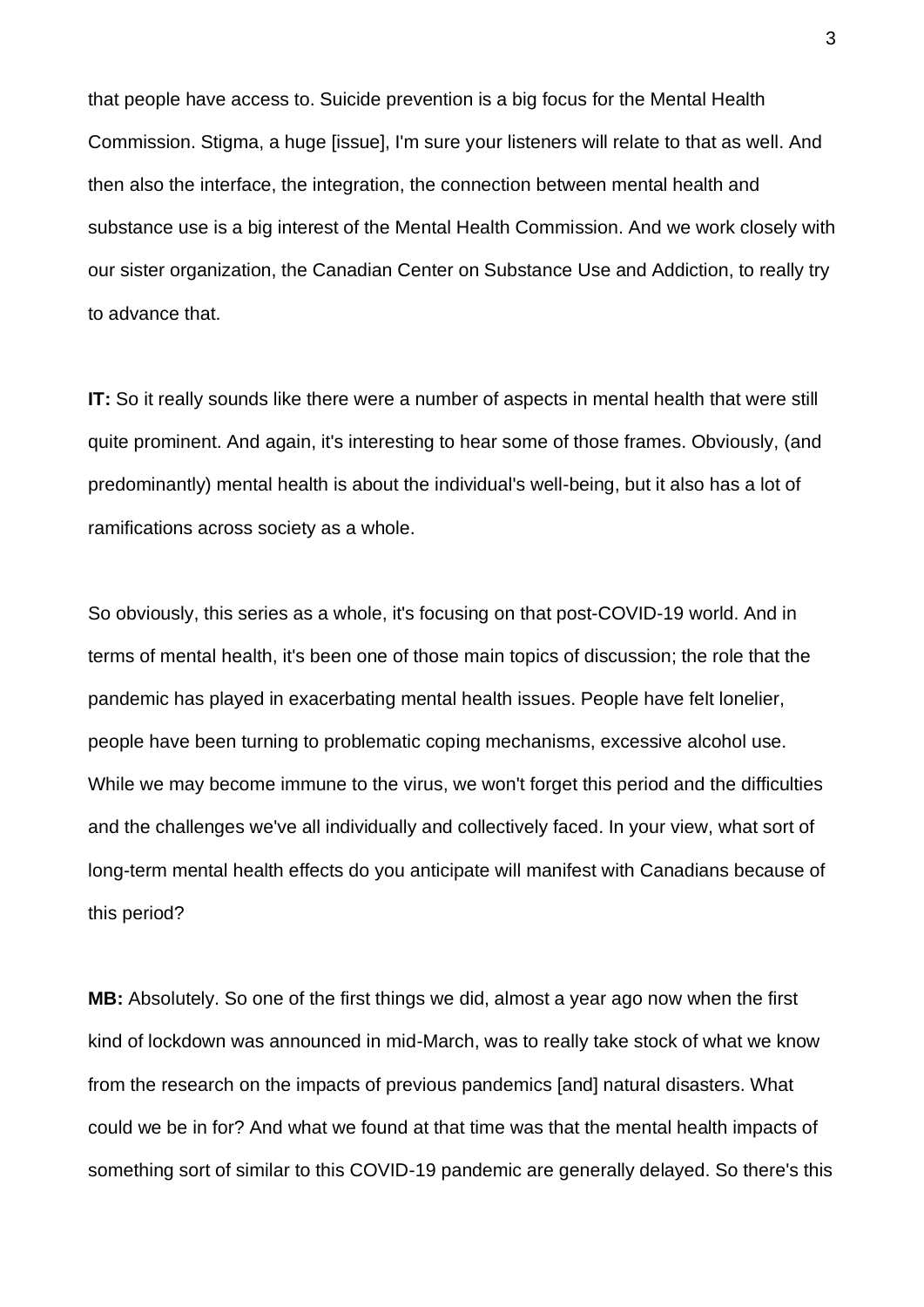that people have access to. Suicide prevention is a big focus for the Mental Health Commission. Stigma, a huge [issue], I'm sure your listeners will relate to that as well. And then also the interface, the integration, the connection between mental health and substance use is a big interest of the Mental Health Commission. And we work closely with our sister organization, the Canadian Center on Substance Use and Addiction, to really try to advance that.

**IT:** So it really sounds like there were a number of aspects in mental health that were still quite prominent. And again, it's interesting to hear some of those frames. Obviously, (and predominantly) mental health is about the individual's well-being, but it also has a lot of ramifications across society as a whole.

So obviously, this series as a whole, it's focusing on that post-COVID-19 world. And in terms of mental health, it's been one of those main topics of discussion; the role that the pandemic has played in exacerbating mental health issues. People have felt lonelier, people have been turning to problematic coping mechanisms, excessive alcohol use. While we may become immune to the virus, we won't forget this period and the difficulties and the challenges we've all individually and collectively faced. In your view, what sort of long-term mental health effects do you anticipate will manifest with Canadians because of this period?

**MB:** Absolutely. So one of the first things we did, almost a year ago now when the first kind of lockdown was announced in mid-March, was to really take stock of what we know from the research on the impacts of previous pandemics [and] natural disasters. What could we be in for? And what we found at that time was that the mental health impacts of something sort of similar to this COVID-19 pandemic are generally delayed. So there's this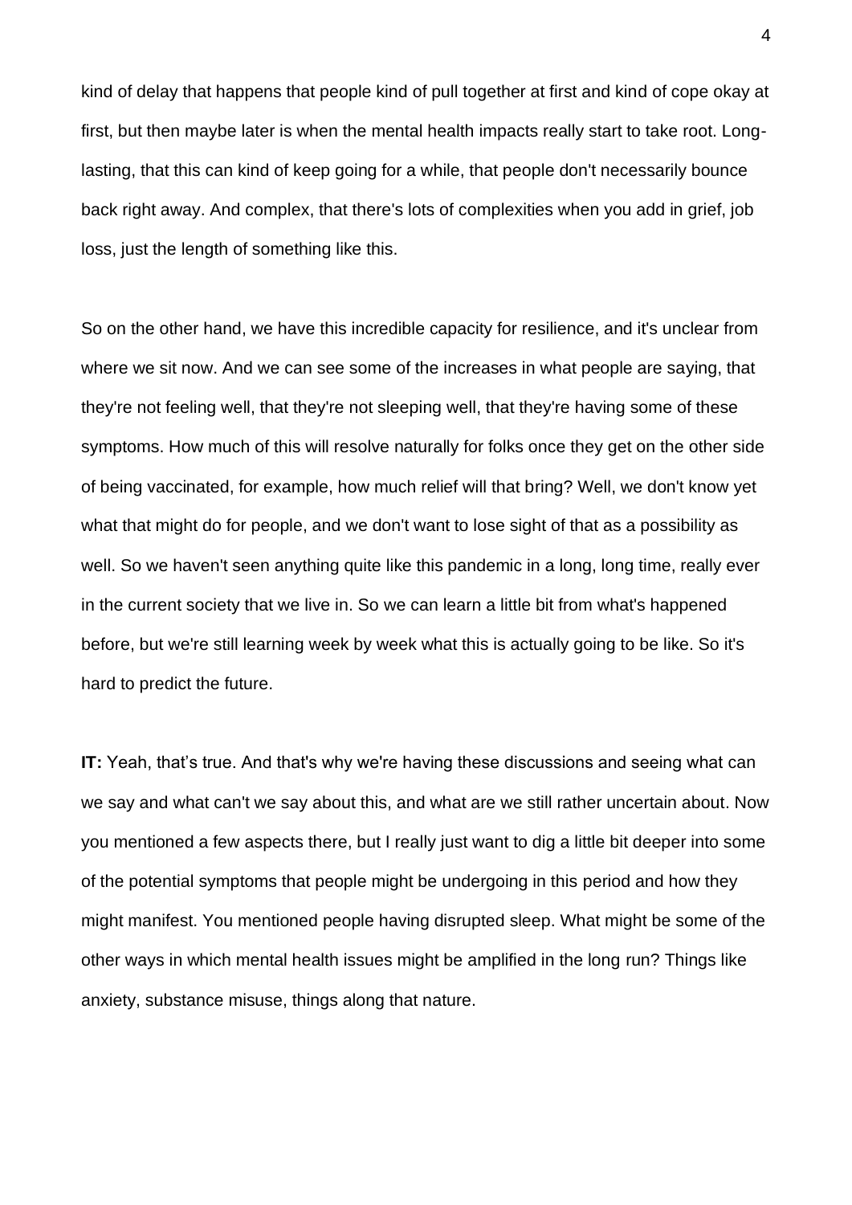kind of delay that happens that people kind of pull together at first and kind of cope okay at first, but then maybe later is when the mental health impacts really start to take root. Long-lasting, that this can kind of keep going for a while, that people don't necessarily bounce back right away. And complex, that there's lots of complexities when you add in grief, job loss, just the length of something like this.

So on the other hand, we have this incredible capacity for resilience, and it's unclear from where we sit now. And we can see some of the increases in what people are saying, that they're not feeling well, that they're not sleeping well, that they're having some of these symptoms. How much of this will resolve naturally for folks once they get on the other side of being vaccinated, for example, how much relief will that bring? Well, we don't know yet what that might do for people, and we don't want to lose sight of that as a possibility as well. So we haven't seen anything quite like this pandemic in a long, long time, really ever in the current society that we live in. So we can learn a little bit from what's happened before, but we're still learning week by week what this is actually going to be like. So it's hard to predict the future.

**IT:** Yeah, that's true. And that's why we're having these discussions and seeing what can we say and what can't we say about this, and what are we still rather uncertain about. Now you mentioned a few aspects there, but I really just want to dig a little bit deeper into some of the potential symptoms that people might be undergoing in this period and how they might manifest. You mentioned people having disrupted sleep. What might be some of the other ways in which mental health issues might be amplified in the long run? Things like anxiety, substance misuse, things along that nature.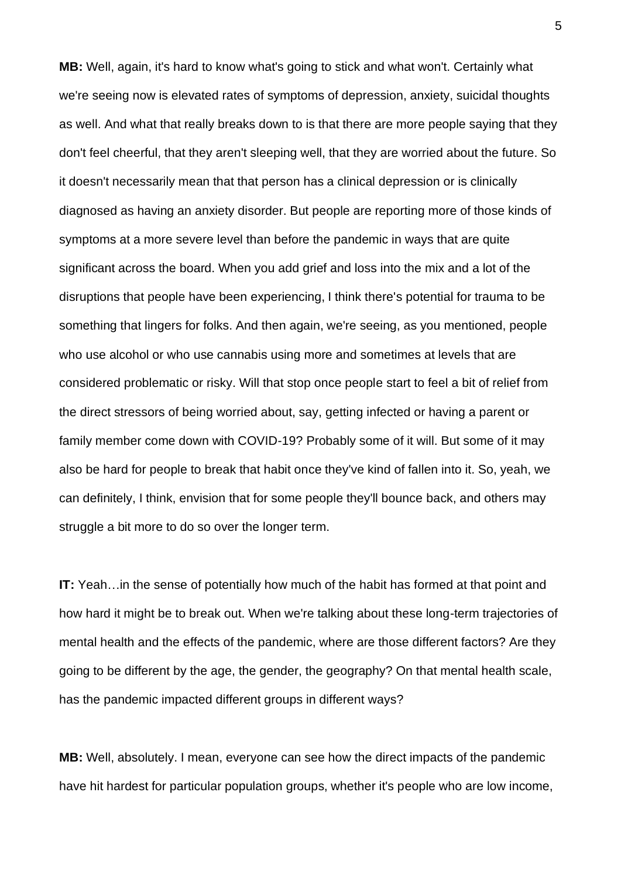**MB:** Well, again, it's hard to know what's going to stick and what won't. Certainly what we're seeing now is elevated rates of symptoms of depression, anxiety, suicidal thoughts as well. And what that really breaks down to is that there are more people saying that they don't feel cheerful, that they aren't sleeping well, that they are worried about the future. So it doesn't necessarily mean that that person has a clinical depression or is clinically diagnosed as having an anxiety disorder. But people are reporting more of those kinds of symptoms at a more severe level than before the pandemic in ways that are quite significant across the board. When you add grief and loss into the mix and a lot of the disruptions that people have been experiencing, I think there's potential for trauma to be something that lingers for folks. And then again, we're seeing, as you mentioned, people who use alcohol or who use cannabis using more and sometimes at levels that are considered problematic or risky. Will that stop once people start to feel a bit of relief from the direct stressors of being worried about, say, getting infected or having a parent or family member come down with COVID-19? Probably some of it will. But some of it may also be hard for people to break that habit once they've kind of fallen into it. So, yeah, we can definitely, I think, envision that for some people they'll bounce back, and others may struggle a bit more to do so over the longer term.

**IT:** Yeah…in the sense of potentially how much of the habit has formed at that point and how hard it might be to break out. When we're talking about these long-term trajectories of mental health and the effects of the pandemic, where are those different factors? Are they going to be different by the age, the gender, the geography? On that mental health scale, has the pandemic impacted different groups in different ways?

**MB:** Well, absolutely. I mean, everyone can see how the direct impacts of the pandemic have hit hardest for particular population groups, whether it's people who are low income,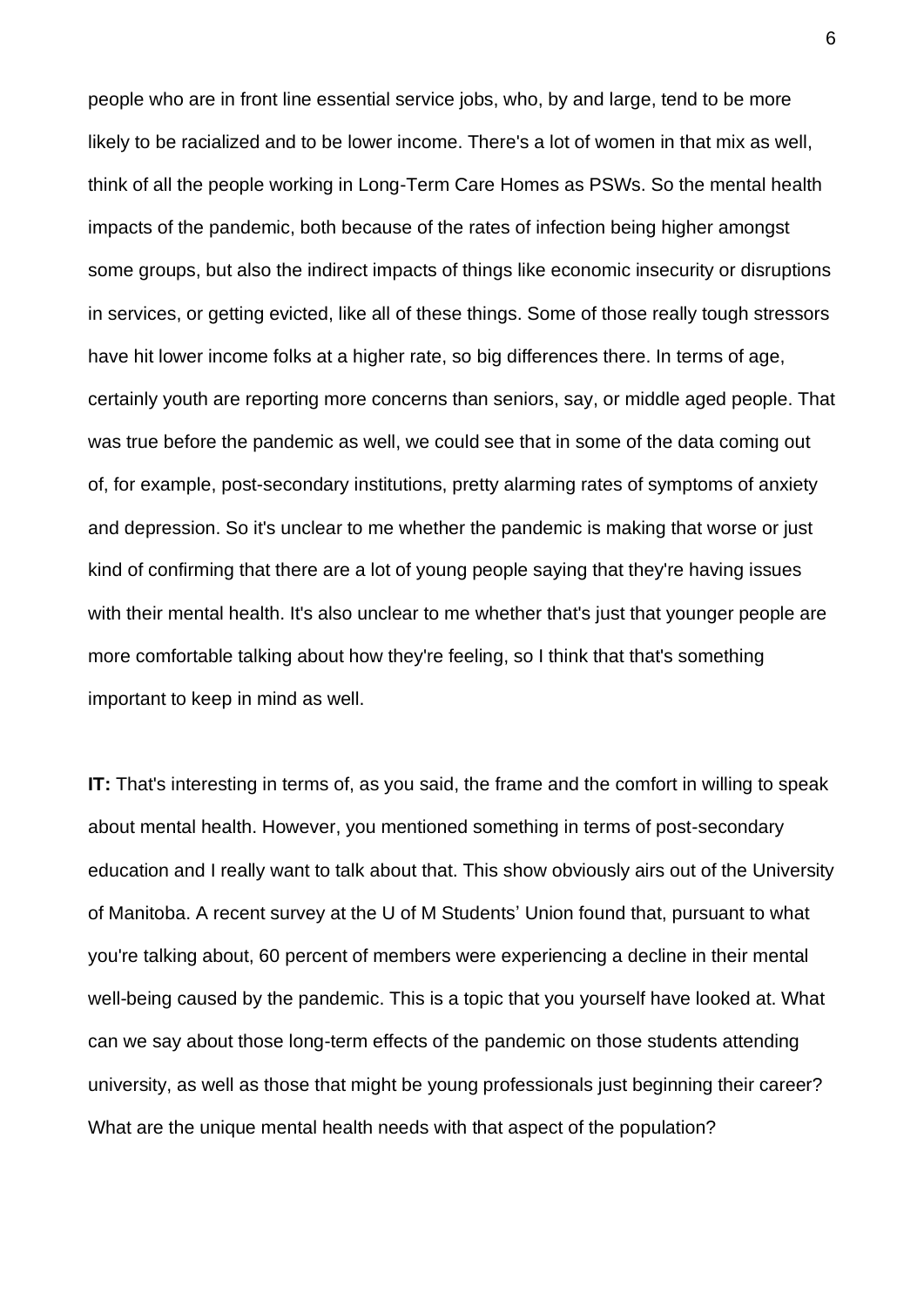people who are in front line essential service jobs, who, by and large, tend to be more likely to be racialized and to be lower income. There's a lot of women in that mix as well, think of all the people working in Long-Term Care Homes as PSWs. So the mental health impacts of the pandemic, both because of the rates of infection being higher amongst some groups, but also the indirect impacts of things like economic insecurity or disruptions in services, or getting evicted, like all of these things. Some of those really tough stressors have hit lower income folks at a higher rate, so big differences there. In terms of age, certainly youth are reporting more concerns than seniors, say, or middle aged people. That was true before the pandemic as well, we could see that in some of the data coming out of, for example, post-secondary institutions, pretty alarming rates of symptoms of anxiety and depression. So it's unclear to me whether the pandemic is making that worse or just kind of confirming that there are a lot of young people saying that they're having issues with their mental health. It's also unclear to me whether that's just that younger people are more comfortable talking about how they're feeling, so I think that that's something important to keep in mind as well.

**IT:** That's interesting in terms of, as you said, the frame and the comfort in willing to speak about mental health. However, you mentioned something in terms of post-secondary education and I really want to talk about that. This show obviously airs out of the University of Manitoba. A recent survey at the U of M Students' Union found that, pursuant to what you're talking about, 60 percent of members were experiencing a decline in their mental well-being caused by the pandemic. This is a topic that you yourself have looked at. What can we say about those long-term effects of the pandemic on those students attending university, as well as those that might be young professionals just beginning their career? What are the unique mental health needs with that aspect of the population?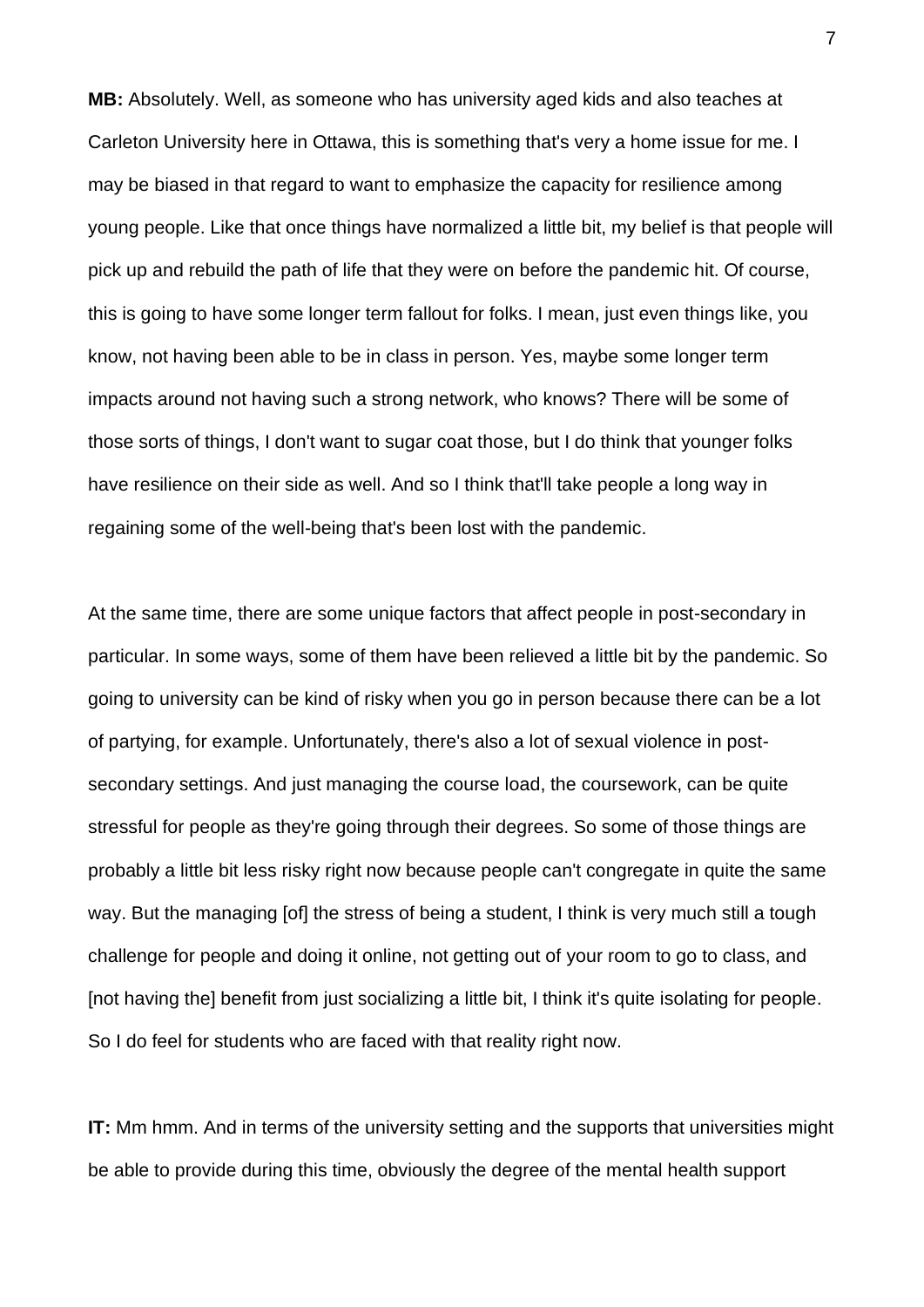**MB:** Absolutely. Well, as someone who has university aged kids and also teaches at Carleton University here in Ottawa, this is something that's very a home issue for me. I may be biased in that regard to want to emphasize the capacity for resilience among young people. Like that once things have normalized a little bit, my belief is that people will pick up and rebuild the path of life that they were on before the pandemic hit. Of course, this is going to have some longer term fallout for folks. I mean, just even things like, you know, not having been able to be in class in person. Yes, maybe some longer term impacts around not having such a strong network, who knows? There will be some of those sorts of things, I don't want to sugar coat those, but I do think that younger folks have resilience on their side as well. And so I think that'll take people a long way in regaining some of the well-being that's been lost with the pandemic.

At the same time, there are some unique factors that affect people in post-secondary in particular. In some ways, some of them have been relieved a little bit by the pandemic. So going to university can be kind of risky when you go in person because there can be a lot of partying, for example. Unfortunately, there's also a lot of sexual violence in post-secondary settings. And just managing the course load, the coursework, can be quite stressful for people as they're going through their degrees. So some of those things are probably a little bit less risky right now because people can't congregate in quite the same way. But the managing [of] the stress of being a student, I think is very much still a tough challenge for people and doing it online, not getting out of your room to go to class, and [not having the] benefit from just socializing a little bit, I think it's quite isolating for people. So I do feel for students who are faced with that reality right now.

**IT:** Mm hmm. And in terms of the university setting and the supports that universities might be able to provide during this time, obviously the degree of the mental health support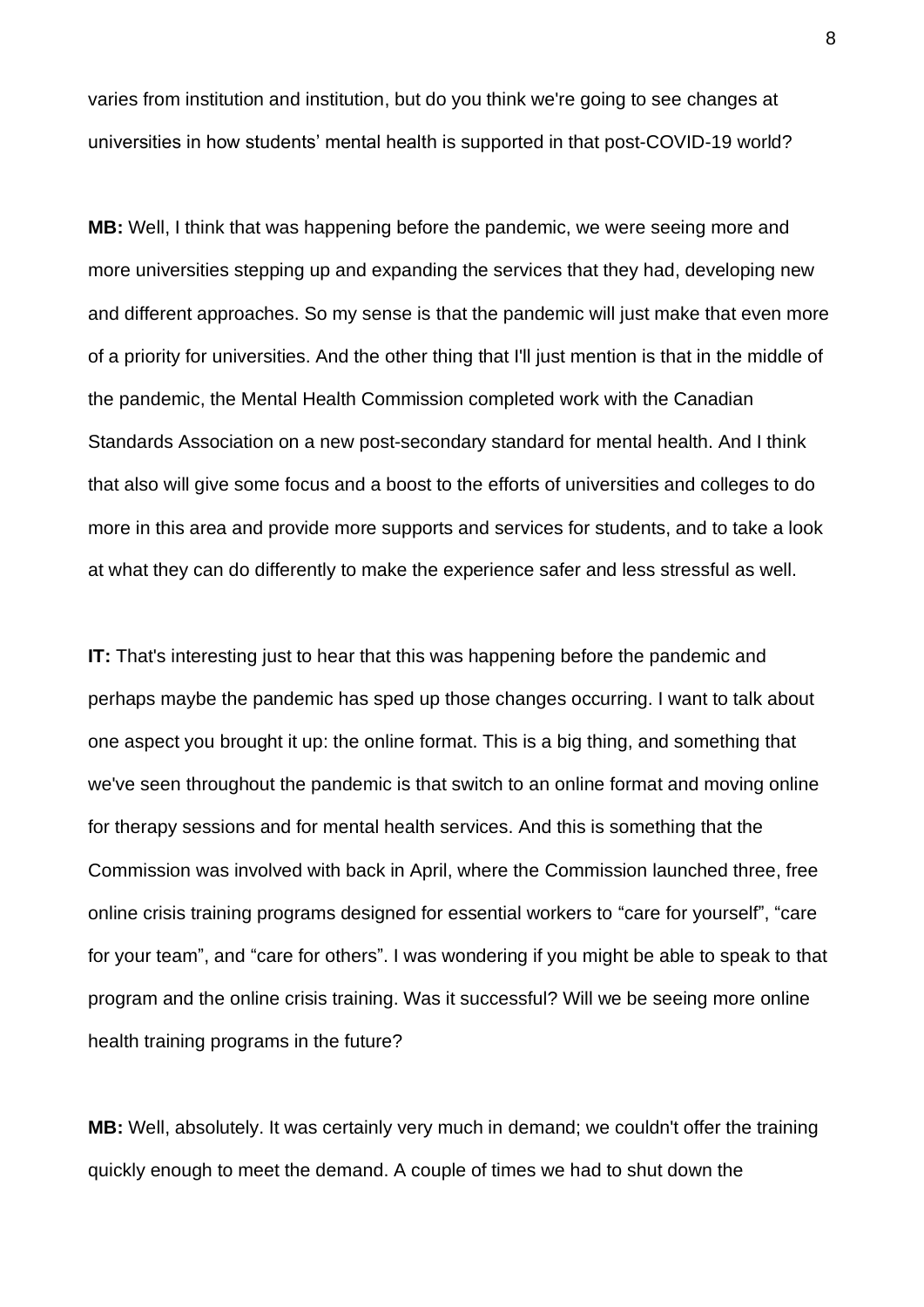varies from institution and institution, but do you think we're going to see changes at universities in how students' mental health is supported in that post-COVID-19 world?

**MB:** Well, I think that was happening before the pandemic, we were seeing more and more universities stepping up and expanding the services that they had, developing new and different approaches. So my sense is that the pandemic will just make that even more of a priority for universities. And the other thing that I'll just mention is that in the middle of the pandemic, the Mental Health Commission completed work with the Canadian Standards Association on a new post-secondary standard for mental health. And I think that also will give some focus and a boost to the efforts of universities and colleges to do more in this area and provide more supports and services for students, and to take a look at what they can do differently to make the experience safer and less stressful as well.

**IT:** That's interesting just to hear that this was happening before the pandemic and perhaps maybe the pandemic has sped up those changes occurring. I want to talk about one aspect you brought it up: the online format. This is a big thing, and something that we've seen throughout the pandemic is that switch to an online format and moving online for therapy sessions and for mental health services. And this is something that the Commission was involved with back in April, where the Commission launched three, free online crisis training programs designed for essential workers to "care for yourself", "care for your team", and "care for others". I was wondering if you might be able to speak to that program and the online crisis training. Was it successful? Will we be seeing more online health training programs in the future?

**MB:** Well, absolutely. It was certainly very much in demand; we couldn't offer the training quickly enough to meet the demand. A couple of times we had to shut down the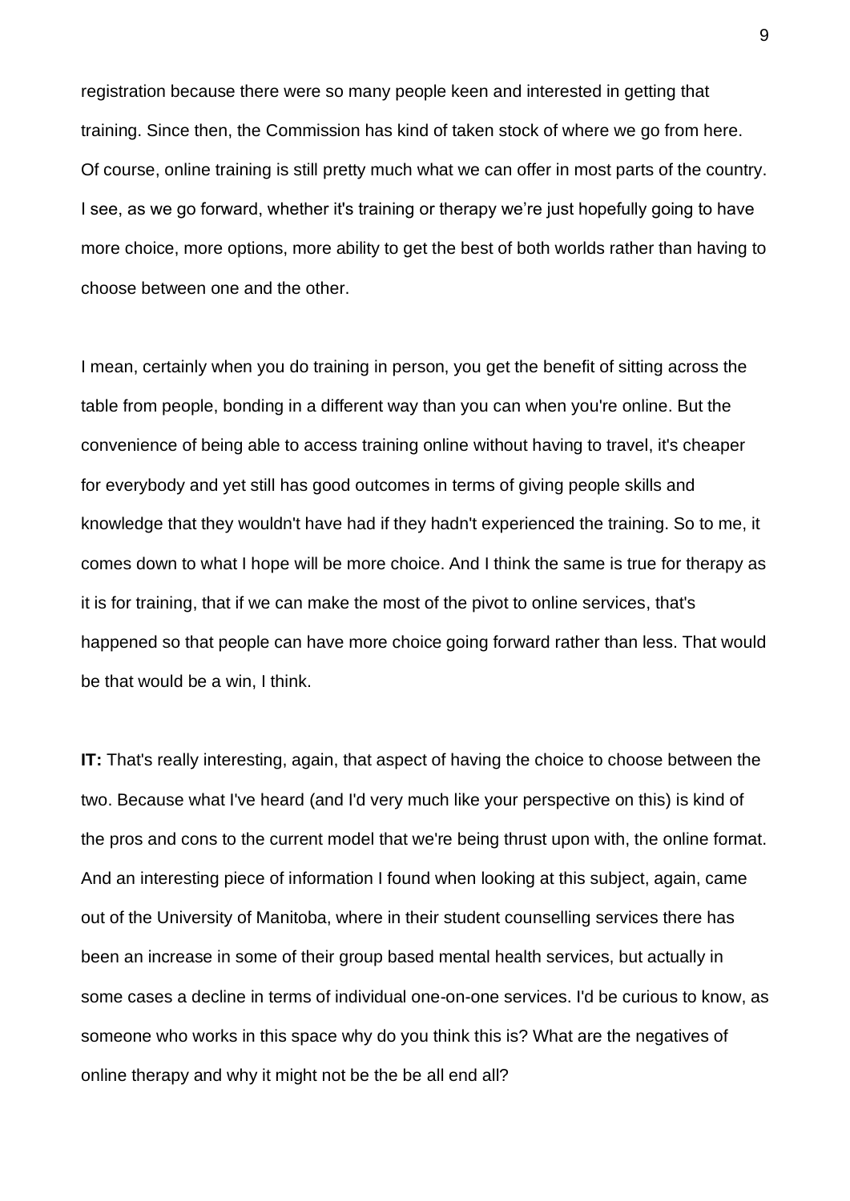registration because there were so many people keen and interested in getting that training. Since then, the Commission has kind of taken stock of where we go from here. Of course, online training is still pretty much what we can offer in most parts of the country. I see, as we go forward, whether it's training or therapy we're just hopefully going to have more choice, more options, more ability to get the best of both worlds rather than having to choose between one and the other.

I mean, certainly when you do training in person, you get the benefit of sitting across the table from people, bonding in a different way than you can when you're online. But the convenience of being able to access training online without having to travel, it's cheaper for everybody and yet still has good outcomes in terms of giving people skills and knowledge that they wouldn't have had if they hadn't experienced the training. So to me, it comes down to what I hope will be more choice. And I think the same is true for therapy as it is for training, that if we can make the most of the pivot to online services, that's happened so that people can have more choice going forward rather than less. That would be that would be a win, I think.

**IT:** That's really interesting, again, that aspect of having the choice to choose between the two. Because what I've heard (and I'd very much like your perspective on this) is kind of the pros and cons to the current model that we're being thrust upon with, the online format. And an interesting piece of information I found when looking at this subject, again, came out of the University of Manitoba, where in their student counselling services there has been an increase in some of their group based mental health services, but actually in some cases a decline in terms of individual one-on-one services. I'd be curious to know, as someone who works in this space why do you think this is? What are the negatives of online therapy and why it might not be the be all end all?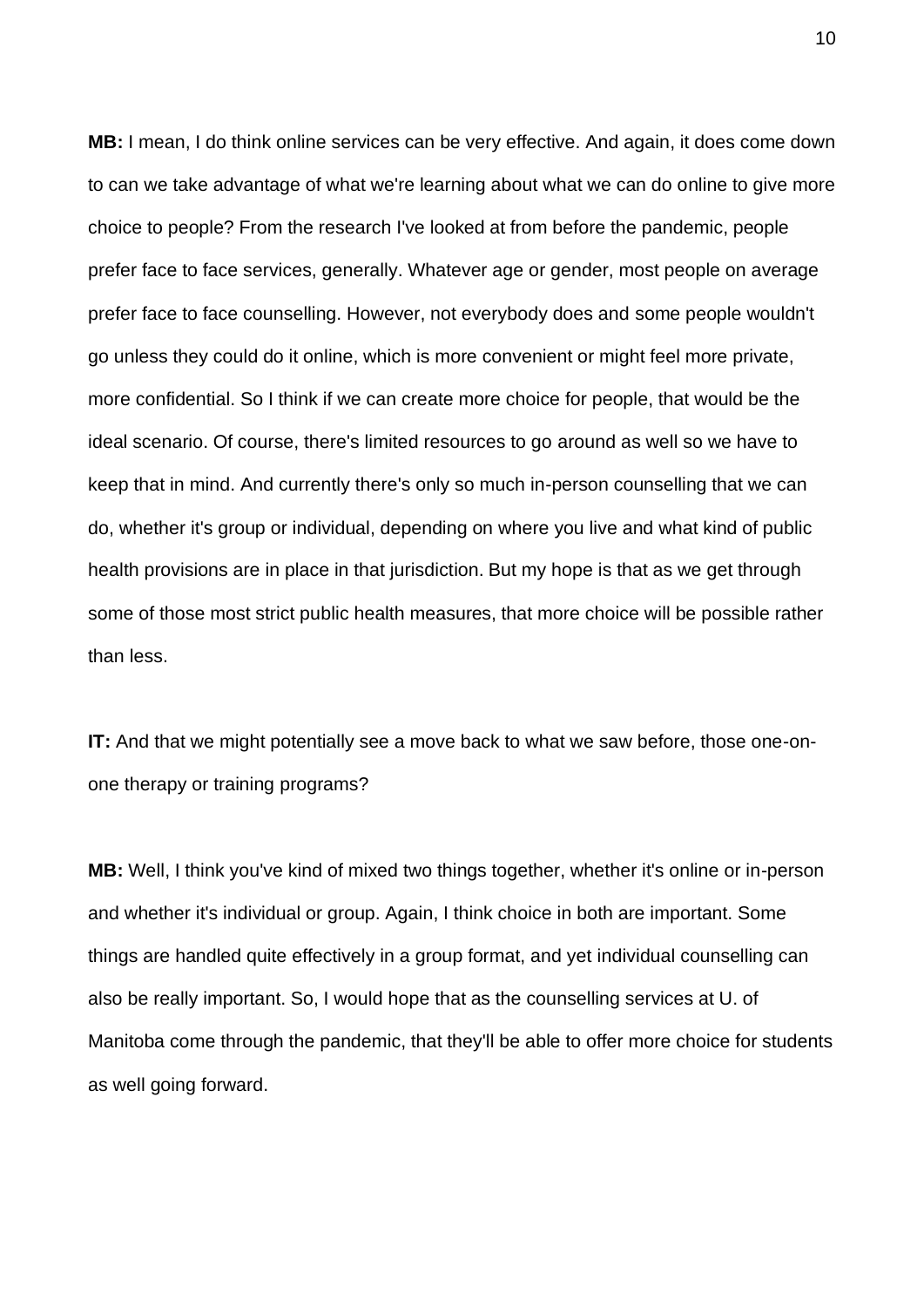**MB:** I mean, I do think online services can be very effective. And again, it does come down to can we take advantage of what we're learning about what we can do online to give more choice to people? From the research I've looked at from before the pandemic, people prefer face to face services, generally. Whatever age or gender, most people on average prefer face to face counselling. However, not everybody does and some people wouldn't go unless they could do it online, which is more convenient or might feel more private, more confidential. So I think if we can create more choice for people, that would be the ideal scenario. Of course, there's limited resources to go around as well so we have to keep that in mind. And currently there's only so much in-person counselling that we can do, whether it's group or individual, depending on where you live and what kind of public health provisions are in place in that jurisdiction. But my hope is that as we get through some of those most strict public health measures, that more choice will be possible rather than less.

**IT:** And that we might potentially see a move back to what we saw before, those one-on-one therapy or training programs?

**MB:** Well, I think you've kind of mixed two things together, whether it's online or in-person and whether it's individual or group. Again, I think choice in both are important. Some things are handled quite effectively in a group format, and yet individual counselling can also be really important. So, I would hope that as the counselling services at U. of Manitoba come through the pandemic, that they'll be able to offer more choice for students as well going forward.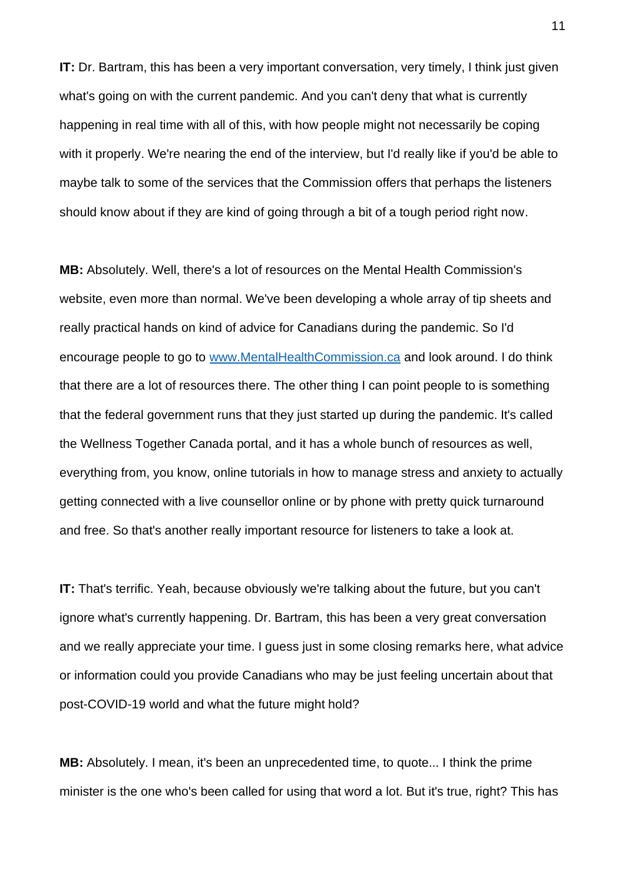**IT:** Dr. Bartram, this has been a very important conversation, very timely, I think just given what's going on with the current pandemic. And you can't deny that what is currently happening in real time with all of this, with how people might not necessarily be coping with it properly. We're nearing the end of the interview, but I'd really like if you'd be able to maybe talk to some of the services that the Commission offers that perhaps the listeners should know about if they are kind of going through a bit of a tough period right now.

**MB:** Absolutely. Well, there's a lot of resources on the Mental Health Commission's website, even more than normal. We've been developing a whole array of tip sheets and really practical hands on kind of advice for Canadians during the pandemic. So I'd encourage people to go to [www.MentalHealthCommission.ca](http://www.MentalHealthCommission.ca) and look around. I do think that there are a lot of resources there. The other thing I can point people to is something that the federal government runs that they just started up during the pandemic. It's called the Wellness Together Canada portal, and it has a whole bunch of resources as well, everything from, you know, online tutorials in how to manage stress and anxiety to actually getting connected with a live counsellor online or by phone with pretty quick turnaround and free. So that's another really important resource for listeners to take a look at.

**IT:** That's terrific. Yeah, because obviously we're talking about the future, but you can't ignore what's currently happening. Dr. Bartram, this has been a very great conversation and we really appreciate your time. I guess just in some closing remarks here, what advice or information could you provide Canadians who may be just feeling uncertain about that post-COVID-19 world and what the future might hold?

**MB:** Absolutely. I mean, it's been an unprecedented time, to quote... I think the prime minister is the one who's been called for using that word a lot. But it's true, right? This has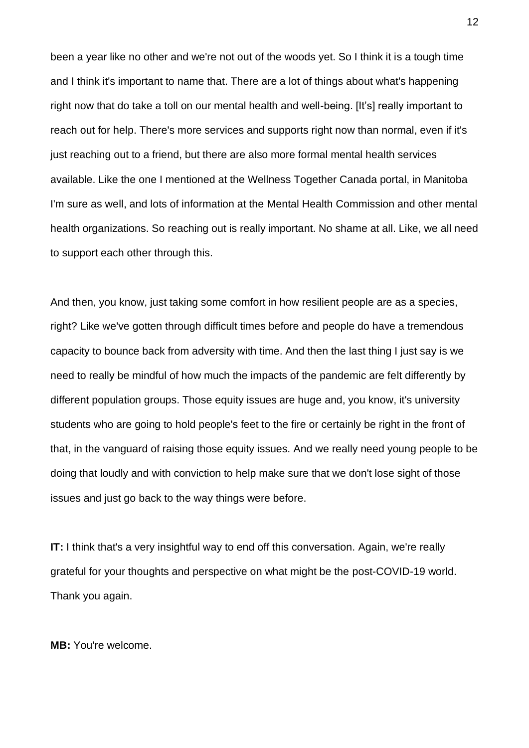been a year like no other and we're not out of the woods yet. So I think it is a tough time and I think it's important to name that. There are a lot of things about what's happening right now that do take a toll on our mental health and well-being. [It's] really important to reach out for help. There's more services and supports right now than normal, even if it's just reaching out to a friend, but there are also more formal mental health services available. Like the one I mentioned at the Wellness Together Canada portal, in Manitoba I'm sure as well, and lots of information at the Mental Health Commission and other mental health organizations. So reaching out is really important. No shame at all. Like, we all need to support each other through this.

And then, you know, just taking some comfort in how resilient people are as a species, right? Like we've gotten through difficult times before and people do have a tremendous capacity to bounce back from adversity with time. And then the last thing I just say is we need to really be mindful of how much the impacts of the pandemic are felt differently by different population groups. Those equity issues are huge and, you know, it's university students who are going to hold people's feet to the fire or certainly be right in the front of that, in the vanguard of raising those equity issues. And we really need young people to be doing that loudly and with conviction to help make sure that we don't lose sight of those issues and just go back to the way things were before.

**IT:** I think that's a very insightful way to end off this conversation. Again, we're really grateful for your thoughts and perspective on what might be the post-COVID-19 world. Thank you again.

**MB:** You're welcome.